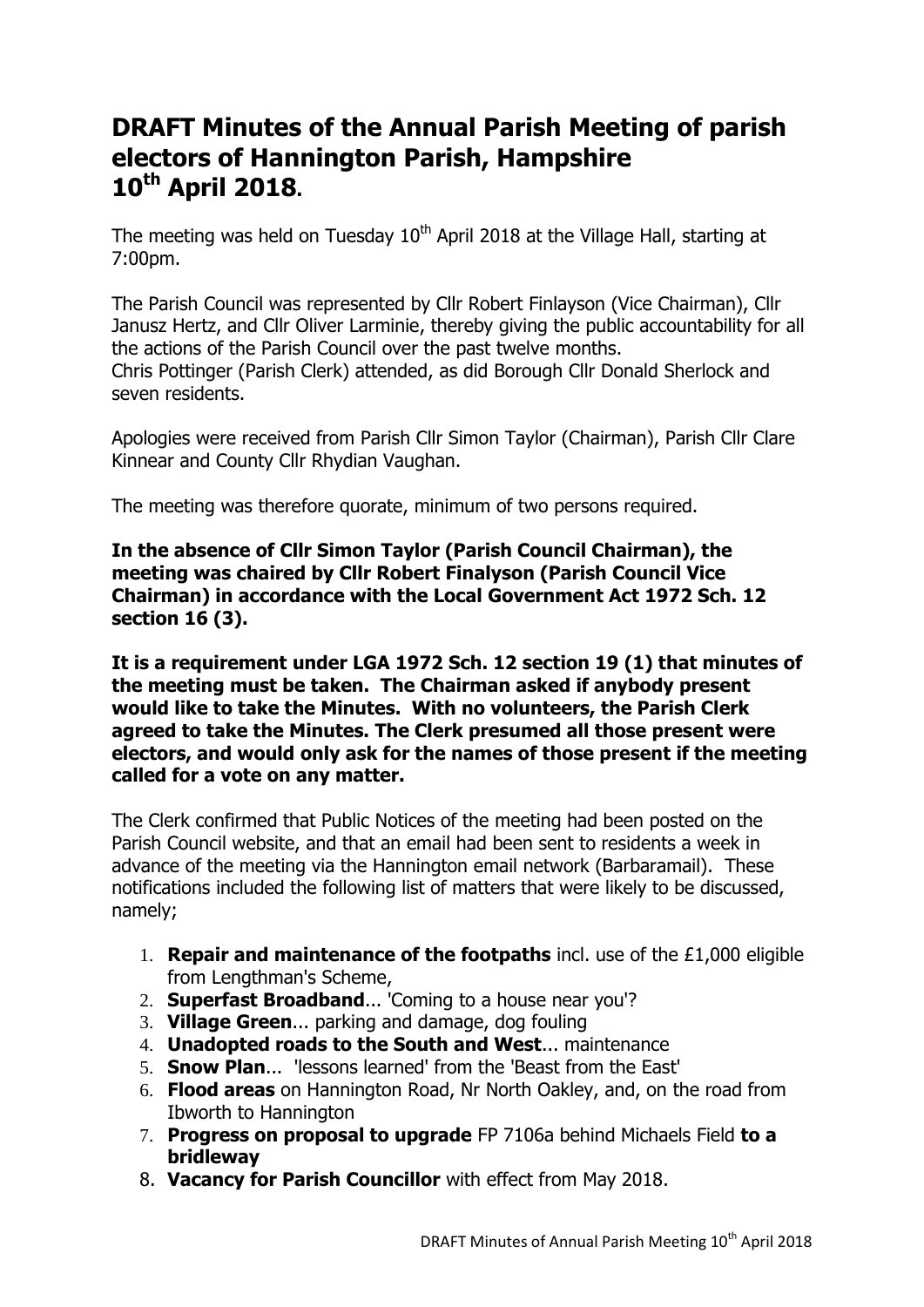# DRAFT Minutes of the Annual Parish Meeting of parish electors of Hannington Parish, Hampshire 10th April 2018.

The meeting was held on Tuesday 10th April 2018 at the Village Hall, starting at 7:00pm.

The Parish Council was represented by Cllr Robert Finlayson (Vice Chairman), Cllr Janusz Hertz, and Cllr Oliver Larminie, thereby giving the public accountability for all the actions of the Parish Council over the past twelve months.
Chris Pottinger (Parish Clerk) attended, as did Borough Cllr Donald Sherlock and seven residents.

Apologies were received from Parish Cllr Simon Taylor (Chairman), Parish Cllr Clare Kinnear and County Cllr Rhydian Vaughan.

The meeting was therefore quorate, minimum of two persons required.

**In the absence of Cllr Simon Taylor (Parish Council Chairman), the meeting was chaired by Cllr Robert Finalyson (Parish Council Vice Chairman) in accordance with the Local Government Act 1972 Sch. 12 section 16 (3).**

**It is a requirement under LGA 1972 Sch. 12 section 19 (1) that minutes of the meeting must be taken. The Chairman asked if anybody present would like to take the Minutes. With no volunteers, the Parish Clerk agreed to take the Minutes. The Clerk presumed all those present were electors, and would only ask for the names of those present if the meeting called for a vote on any matter.**

The Clerk confirmed that Public Notices of the meeting had been posted on the Parish Council website, and that an email had been sent to residents a week in advance of the meeting via the Hannington email network (Barbaramail). These notifications included the following list of matters that were likely to be discussed, namely;

1. **Repair and maintenance of the footpaths** incl. use of the £1,000 eligible from Lengthman's Scheme,
2. **Superfast Broadband**... 'Coming to a house near you'?
3. **Village Green**... parking and damage, dog fouling
4. **Unadopted roads to the South and West**... maintenance
5. **Snow Plan**... 'lessons learned' from the 'Beast from the East'
6. **Flood areas** on Hannington Road, Nr North Oakley, and, on the road from Ibworth to Hannington
7. **Progress on proposal to upgrade** FP 7106a behind Michaels Field **to a bridleway**
8. **Vacancy for Parish Councillor** with effect from May 2018.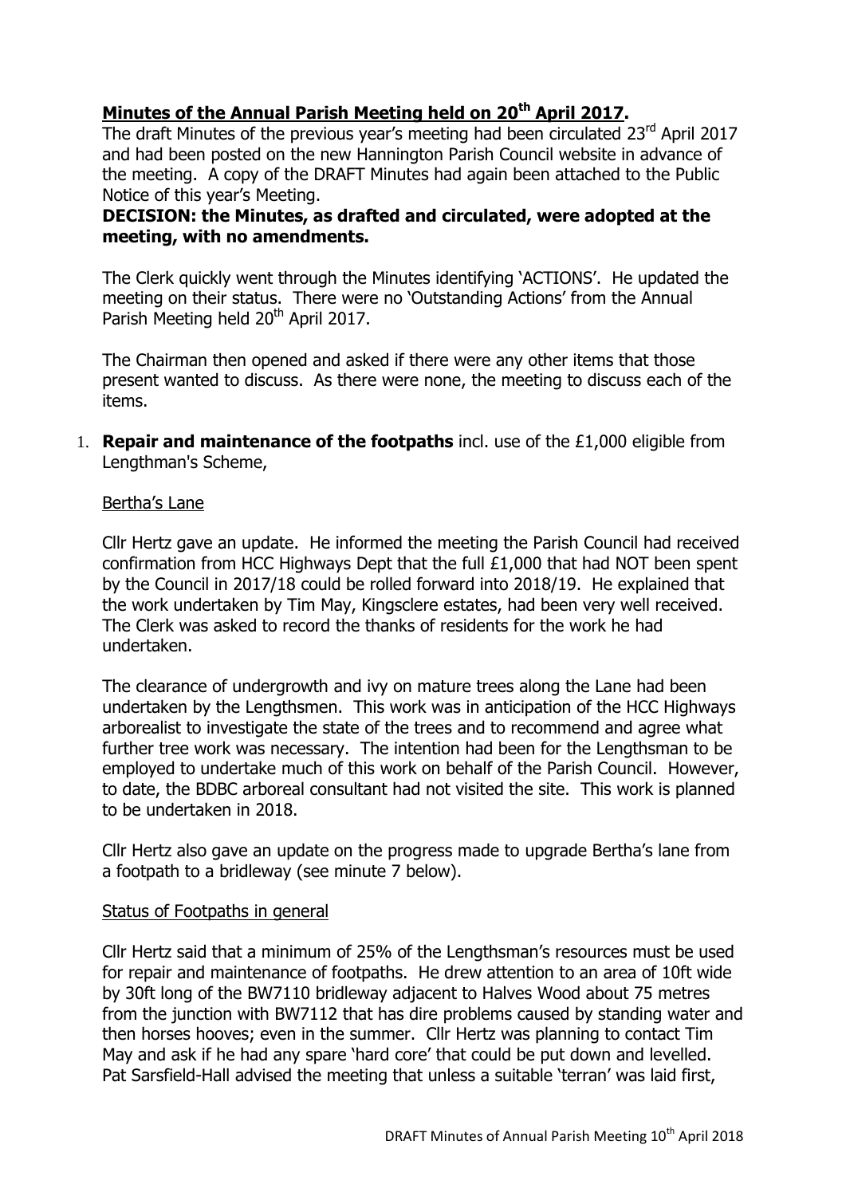## Minutes of the Annual Parish Meeting held on 20th April 2017.

The draft Minutes of the previous year's meeting had been circulated 23rd April 2017 and had been posted on the new Hannington Parish Council website in advance of the meeting. A copy of the DRAFT Minutes had again been attached to the Public Notice of this year's Meeting.

**DECISION: the Minutes, as drafted and circulated, were adopted at the meeting, with no amendments.**

The Clerk quickly went through the Minutes identifying 'ACTIONS'. He updated the meeting on their status. There were no 'Outstanding Actions' from the Annual Parish Meeting held 20th April 2017.

The Chairman then opened and asked if there were any other items that those present wanted to discuss. As there were none, the meeting to discuss each of the items.

1. **Repair and maintenance of the footpaths** incl. use of the £1,000 eligible from Lengthman's Scheme,

<u>Bertha's Lane</u>

Cllr Hertz gave an update. He informed the meeting the Parish Council had received confirmation from HCC Highways Dept that the full £1,000 that had NOT been spent by the Council in 2017/18 could be rolled forward into 2018/19. He explained that the work undertaken by Tim May, Kingsclere estates, had been very well received. The Clerk was asked to record the thanks of residents for the work he had undertaken.

The clearance of undergrowth and ivy on mature trees along the Lane had been undertaken by the Lengthsmen. This work was in anticipation of the HCC Highways arborealist to investigate the state of the trees and to recommend and agree what further tree work was necessary. The intention had been for the Lengthsman to be employed to undertake much of this work on behalf of the Parish Council. However, to date, the BDBC arboreal consultant had not visited the site. This work is planned to be undertaken in 2018.

Cllr Hertz also gave an update on the progress made to upgrade Bertha's lane from a footpath to a bridleway (see minute 7 below).

<u>Status of Footpaths in general</u>

Cllr Hertz said that a minimum of 25% of the Lengthsman's resources must be used for repair and maintenance of footpaths. He drew attention to an area of 10ft wide by 30ft long of the BW7110 bridleway adjacent to Halves Wood about 75 metres from the junction with BW7112 that has dire problems caused by standing water and then horses hooves; even in the summer. Cllr Hertz was planning to contact Tim May and ask if he had any spare 'hard core' that could be put down and levelled. Pat Sarsfield-Hall advised the meeting that unless a suitable 'terran' was laid first,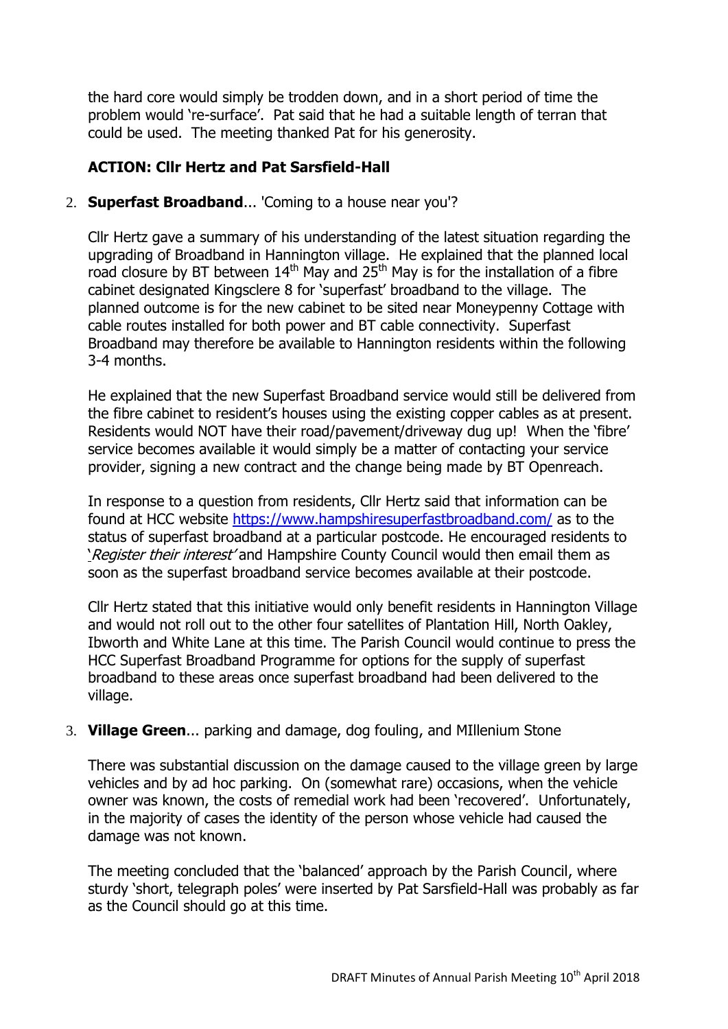the hard core would simply be trodden down, and in a short period of time the problem would 're-surface'. Pat said that he had a suitable length of terran that could be used. The meeting thanked Pat for his generosity.

**ACTION: Cllr Hertz and Pat Sarsfield-Hall**

2. **Superfast Broadband**... 'Coming to a house near you'?

   Cllr Hertz gave a summary of his understanding of the latest situation regarding the upgrading of Broadband in Hannington village. He explained that the planned local road closure by BT between 14th May and 25th May is for the installation of a fibre cabinet designated Kingsclere 8 for 'superfast' broadband to the village. The planned outcome is for the new cabinet to be sited near Moneypenny Cottage with cable routes installed for both power and BT cable connectivity. Superfast Broadband may therefore be available to Hannington residents within the following 3-4 months.

   He explained that the new Superfast Broadband service would still be delivered from the fibre cabinet to resident's houses using the existing copper cables as at present. Residents would NOT have their road/pavement/driveway dug up! When the 'fibre' service becomes available it would simply be a matter of contacting your service provider, signing a new contract and the change being made by BT Openreach.

   In response to a question from residents, Cllr Hertz said that information can be found at HCC website https://www.hampshiresuperfastbroadband.com/ as to the status of superfast broadband at a particular postcode. He encouraged residents to '*Register their interest*' and Hampshire County Council would then email them as soon as the superfast broadband service becomes available at their postcode.

   Cllr Hertz stated that this initiative would only benefit residents in Hannington Village and would not roll out to the other four satellites of Plantation Hill, North Oakley, Ibworth and White Lane at this time. The Parish Council would continue to press the HCC Superfast Broadband Programme for options for the supply of superfast broadband to these areas once superfast broadband had been delivered to the village.

3. **Village Green**... parking and damage, dog fouling, and MIllenium Stone

   There was substantial discussion on the damage caused to the village green by large vehicles and by ad hoc parking. On (somewhat rare) occasions, when the vehicle owner was known, the costs of remedial work had been 'recovered'. Unfortunately, in the majority of cases the identity of the person whose vehicle had caused the damage was not known.

   The meeting concluded that the 'balanced' approach by the Parish Council, where sturdy 'short, telegraph poles' were inserted by Pat Sarsfield-Hall was probably as far as the Council should go at this time.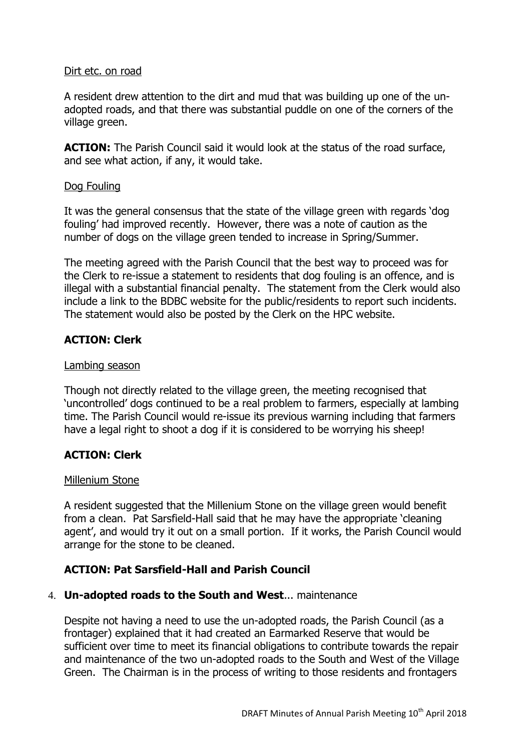Dirt etc. on road

A resident drew attention to the dirt and mud that was building up one of the un-adopted roads, and that there was substantial puddle on one of the corners of the village green.

**ACTION:** The Parish Council said it would look at the status of the road surface, and see what action, if any, it would take.

Dog Fouling

It was the general consensus that the state of the village green with regards 'dog fouling' had improved recently. However, there was a note of caution as the number of dogs on the village green tended to increase in Spring/Summer.

The meeting agreed with the Parish Council that the best way to proceed was for the Clerk to re-issue a statement to residents that dog fouling is an offence, and is illegal with a substantial financial penalty. The statement from the Clerk would also include a link to the BDBC website for the public/residents to report such incidents. The statement would also be posted by the Clerk on the HPC website.

**ACTION: Clerk**

Lambing season

Though not directly related to the village green, the meeting recognised that 'uncontrolled' dogs continued to be a real problem to farmers, especially at lambing time. The Parish Council would re-issue its previous warning including that farmers have a legal right to shoot a dog if it is considered to be worrying his sheep!

**ACTION: Clerk**

Millenium Stone

A resident suggested that the Millenium Stone on the village green would benefit from a clean. Pat Sarsfield-Hall said that he may have the appropriate 'cleaning agent', and would try it out on a small portion. If it works, the Parish Council would arrange for the stone to be cleaned.

**ACTION: Pat Sarsfield-Hall and Parish Council**

4. **Un-adopted roads to the South and West**… maintenance

Despite not having a need to use the un-adopted roads, the Parish Council (as a frontager) explained that it had created an Earmarked Reserve that would be sufficient over time to meet its financial obligations to contribute towards the repair and maintenance of the two un-adopted roads to the South and West of the Village Green. The Chairman is in the process of writing to those residents and frontagers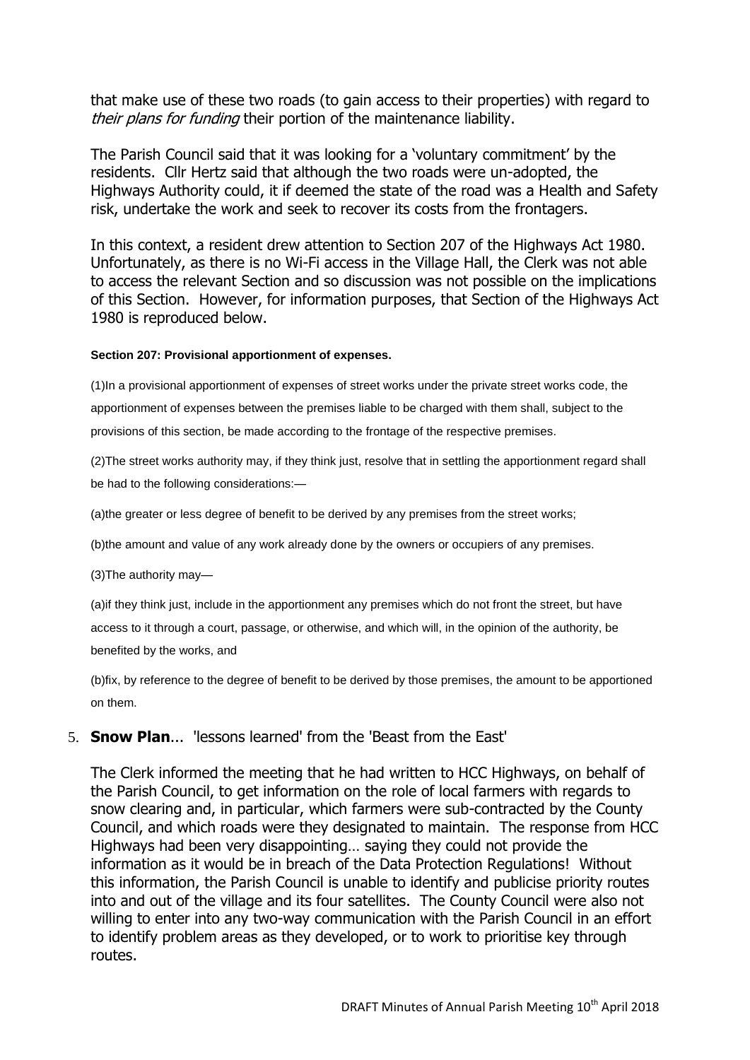that make use of these two roads (to gain access to their properties) with regard to *their plans for funding* their portion of the maintenance liability.

The Parish Council said that it was looking for a 'voluntary commitment' by the residents. Cllr Hertz said that although the two roads were un-adopted, the Highways Authority could, it if deemed the state of the road was a Health and Safety risk, undertake the work and seek to recover its costs from the frontagers.

In this context, a resident drew attention to Section 207 of the Highways Act 1980. Unfortunately, as there is no Wi-Fi access in the Village Hall, the Clerk was not able to access the relevant Section and so discussion was not possible on the implications of this Section. However, for information purposes, that Section of the Highways Act 1980 is reproduced below.

**Section 207: Provisional apportionment of expenses.**

(1)In a provisional apportionment of expenses of street works under the private street works code, the apportionment of expenses between the premises liable to be charged with them shall, subject to the provisions of this section, be made according to the frontage of the respective premises.

(2)The street works authority may, if they think just, resolve that in settling the apportionment regard shall be had to the following considerations:—

(a)the greater or less degree of benefit to be derived by any premises from the street works;

(b)the amount and value of any work already done by the owners or occupiers of any premises.

(3)The authority may—

(a)if they think just, include in the apportionment any premises which do not front the street, but have access to it through a court, passage, or otherwise, and which will, in the opinion of the authority, be benefited by the works, and

(b)fix, by reference to the degree of benefit to be derived by those premises, the amount to be apportioned on them.

5. **Snow Plan**... 'lessons learned' from the 'Beast from the East'

The Clerk informed the meeting that he had written to HCC Highways, on behalf of the Parish Council, to get information on the role of local farmers with regards to snow clearing and, in particular, which farmers were sub-contracted by the County Council, and which roads were they designated to maintain. The response from HCC Highways had been very disappointing… saying they could not provide the information as it would be in breach of the Data Protection Regulations! Without this information, the Parish Council is unable to identify and publicise priority routes into and out of the village and its four satellites. The County Council were also not willing to enter into any two-way communication with the Parish Council in an effort to identify problem areas as they developed, or to work to prioritise key through routes.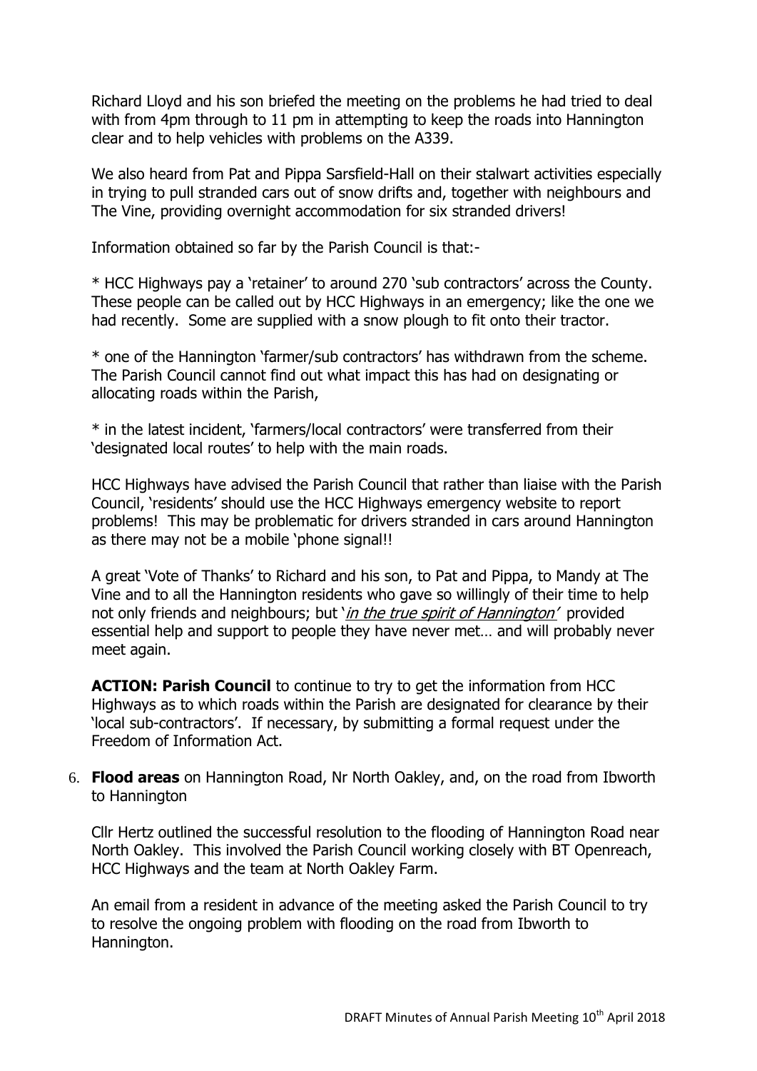Richard Lloyd and his son briefed the meeting on the problems he had tried to deal with from 4pm through to 11 pm in attempting to keep the roads into Hannington clear and to help vehicles with problems on the A339.

We also heard from Pat and Pippa Sarsfield-Hall on their stalwart activities especially in trying to pull stranded cars out of snow drifts and, together with neighbours and The Vine, providing overnight accommodation for six stranded drivers!

Information obtained so far by the Parish Council is that:-

* HCC Highways pay a 'retainer' to around 270 'sub contractors' across the County. These people can be called out by HCC Highways in an emergency; like the one we had recently. Some are supplied with a snow plough to fit onto their tractor.

* one of the Hannington 'farmer/sub contractors' has withdrawn from the scheme. The Parish Council cannot find out what impact this has had on designating or allocating roads within the Parish,

* in the latest incident, 'farmers/local contractors' were transferred from their 'designated local routes' to help with the main roads.

HCC Highways have advised the Parish Council that rather than liaise with the Parish Council, 'residents' should use the HCC Highways emergency website to report problems! This may be problematic for drivers stranded in cars around Hannington as there may not be a mobile 'phone signal!!

A great 'Vote of Thanks' to Richard and his son, to Pat and Pippa, to Mandy at The Vine and to all the Hannington residents who gave so willingly of their time to help not only friends and neighbours; but '*in the true spirit of Hannington*' provided essential help and support to people they have never met… and will probably never meet again.

**ACTION: Parish Council** to continue to try to get the information from HCC Highways as to which roads within the Parish are designated for clearance by their 'local sub-contractors'. If necessary, by submitting a formal request under the Freedom of Information Act.

6. **Flood areas** on Hannington Road, Nr North Oakley, and, on the road from Ibworth to Hannington

Cllr Hertz outlined the successful resolution to the flooding of Hannington Road near North Oakley. This involved the Parish Council working closely with BT Openreach, HCC Highways and the team at North Oakley Farm.

An email from a resident in advance of the meeting asked the Parish Council to try to resolve the ongoing problem with flooding on the road from Ibworth to Hannington.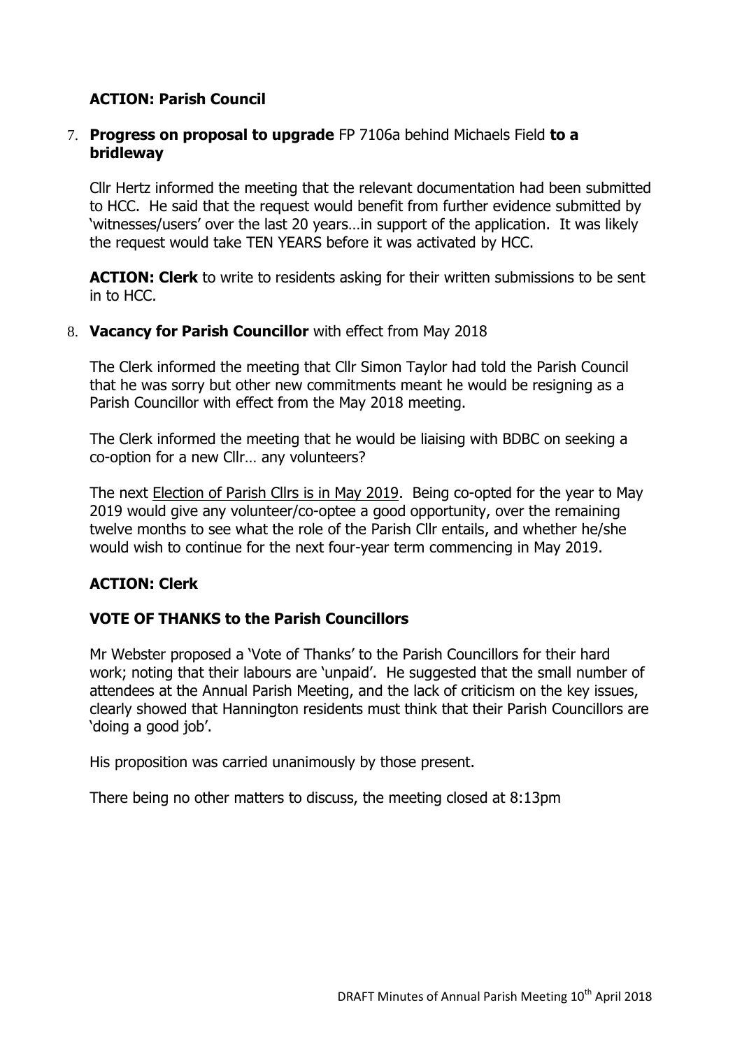**ACTION: Parish Council**

7. **Progress on proposal to upgrade** FP 7106a behind Michaels Field **to a bridleway**

   Cllr Hertz informed the meeting that the relevant documentation had been submitted to HCC. He said that the request would benefit from further evidence submitted by 'witnesses/users' over the last 20 years…in support of the application. It was likely the request would take TEN YEARS before it was activated by HCC.

   **ACTION: Clerk** to write to residents asking for their written submissions to be sent in to HCC.

8. **Vacancy for Parish Councillor** with effect from May 2018

   The Clerk informed the meeting that Cllr Simon Taylor had told the Parish Council that he was sorry but other new commitments meant he would be resigning as a Parish Councillor with effect from the May 2018 meeting.

   The Clerk informed the meeting that he would be liaising with BDBC on seeking a co-option for a new Cllr… any volunteers?

   The next Election of Parish Cllrs is in May 2019. Being co-opted for the year to May 2019 would give any volunteer/co-optee a good opportunity, over the remaining twelve months to see what the role of the Parish Cllr entails, and whether he/she would wish to continue for the next four-year term commencing in May 2019.

**ACTION: Clerk**

**VOTE OF THANKS to the Parish Councillors**

Mr Webster proposed a 'Vote of Thanks' to the Parish Councillors for their hard work; noting that their labours are 'unpaid'. He suggested that the small number of attendees at the Annual Parish Meeting, and the lack of criticism on the key issues, clearly showed that Hannington residents must think that their Parish Councillors are 'doing a good job'.

His proposition was carried unanimously by those present.

There being no other matters to discuss, the meeting closed at 8:13pm